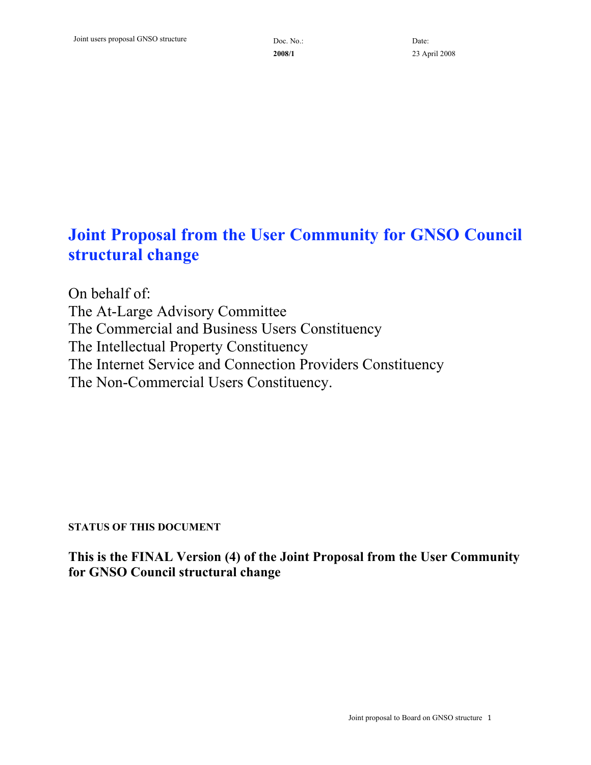Doc. No.: **2008/1**

Date: 23 April 2008

# Joint Proposal from the User Community for GNSO Council structural change

On behalf of:
The At-Large Advisory Committee
The Commercial and Business Users Constituency
The Intellectual Property Constituency
The Internet Service and Connection Providers Constituency
The Non-Commercial Users Constituency.

**STATUS OF THIS DOCUMENT**

**This is the FINAL Version (4) of the Joint Proposal from the User Community for GNSO Council structural change**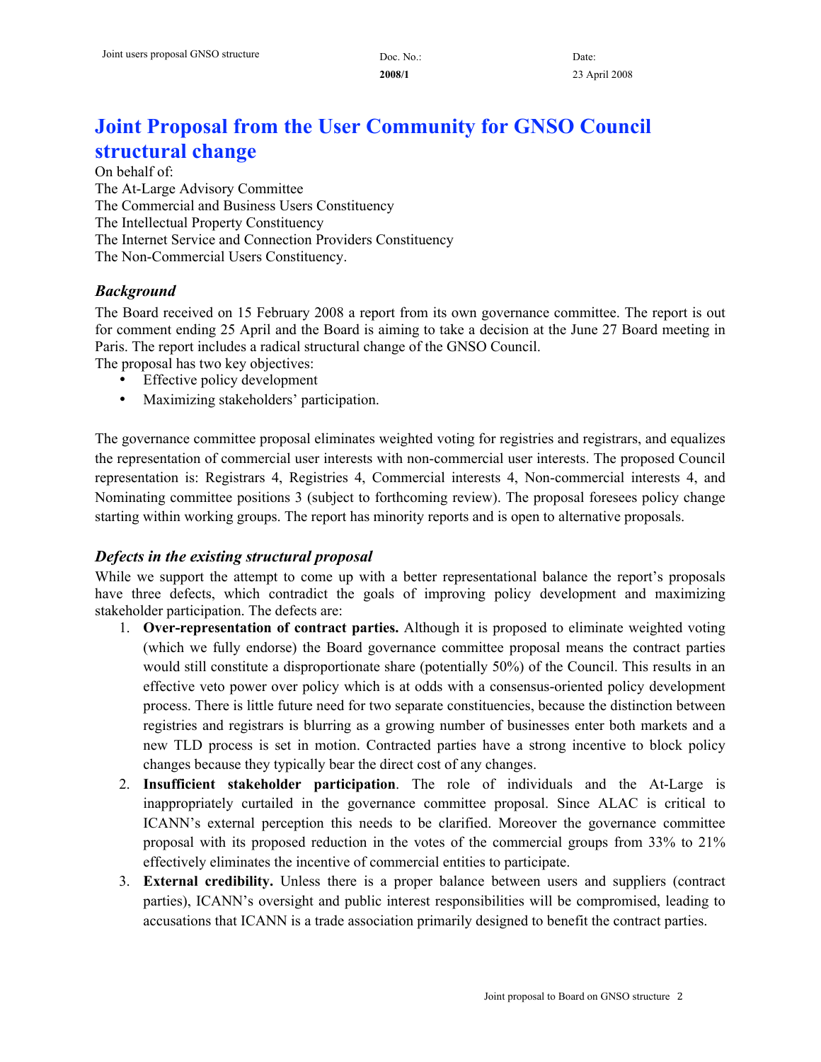# Joint Proposal from the User Community for GNSO Council structural change

On behalf of:
The At-Large Advisory Committee
The Commercial and Business Users Constituency
The Intellectual Property Constituency
The Internet Service and Connection Providers Constituency
The Non-Commercial Users Constituency.

## *Background*

The Board received on 15 February 2008 a report from its own governance committee. The report is out for comment ending 25 April and the Board is aiming to take a decision at the June 27 Board meeting in Paris. The report includes a radical structural change of the GNSO Council.
The proposal has two key objectives:

- Effective policy development
- Maximizing stakeholders' participation.

The governance committee proposal eliminates weighted voting for registries and registrars, and equalizes the representation of commercial user interests with non-commercial user interests. The proposed Council representation is: Registrars 4, Registries 4, Commercial interests 4, Non-commercial interests 4, and Nominating committee positions 3 (subject to forthcoming review). The proposal foresees policy change starting within working groups. The report has minority reports and is open to alternative proposals.

## *Defects in the existing structural proposal*

While we support the attempt to come up with a better representational balance the report's proposals have three defects, which contradict the goals of improving policy development and maximizing stakeholder participation. The defects are:

1. **Over-representation of contract parties.** Although it is proposed to eliminate weighted voting (which we fully endorse) the Board governance committee proposal means the contract parties would still constitute a disproportionate share (potentially 50%) of the Council. This results in an effective veto power over policy which is at odds with a consensus-oriented policy development process. There is little future need for two separate constituencies, because the distinction between registries and registrars is blurring as a growing number of businesses enter both markets and a new TLD process is set in motion. Contracted parties have a strong incentive to block policy changes because they typically bear the direct cost of any changes.
2. **Insufficient stakeholder participation**. The role of individuals and the At-Large is inappropriately curtailed in the governance committee proposal. Since ALAC is critical to ICANN's external perception this needs to be clarified. Moreover the governance committee proposal with its proposed reduction in the votes of the commercial groups from 33% to 21% effectively eliminates the incentive of commercial entities to participate.
3. **External credibility.** Unless there is a proper balance between users and suppliers (contract parties), ICANN's oversight and public interest responsibilities will be compromised, leading to accusations that ICANN is a trade association primarily designed to benefit the contract parties.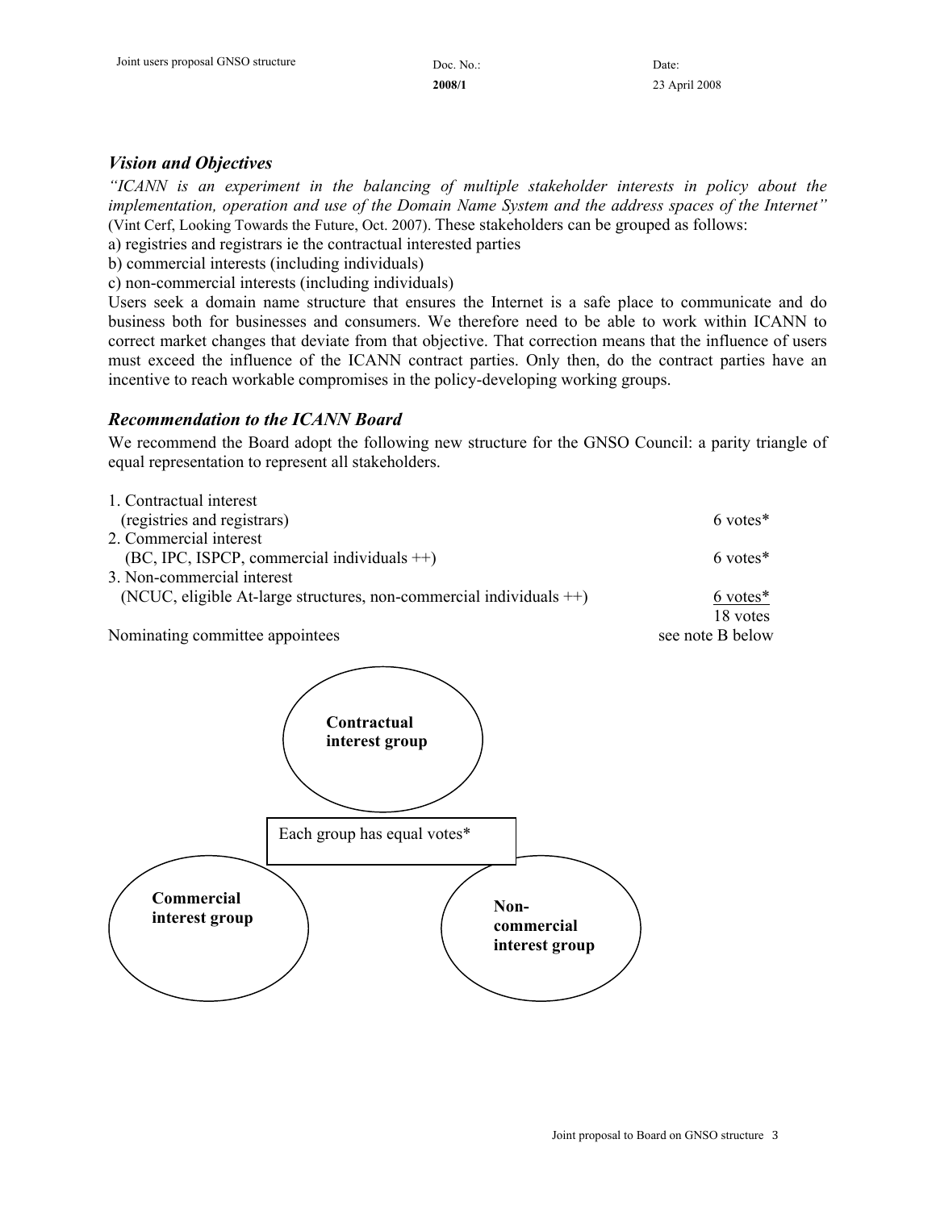## *Vision and Objectives*

*"ICANN is an experiment in the balancing of multiple stakeholder interests in policy about the implementation, operation and use of the Domain Name System and the address spaces of the Internet"* (Vint Cerf, Looking Towards the Future, Oct. 2007). These stakeholders can be grouped as follows:

a) registries and registrars ie the contractual interested parties
b) commercial interests (including individuals)
c) non-commercial interests (including individuals)

Users seek a domain name structure that ensures the Internet is a safe place to communicate and do business both for businesses and consumers. We therefore need to be able to work within ICANN to correct market changes that deviate from that objective. That correction means that the influence of users must exceed the influence of the ICANN contract parties. Only then, do the contract parties have an incentive to reach workable compromises in the policy-developing working groups.

## *Recommendation to the ICANN Board*

We recommend the Board adopt the following new structure for the GNSO Council: a parity triangle of equal representation to represent all stakeholders.

| | |
|---|---|
| 1. Contractual interest (registries and registrars) | 6 votes* |
| 2. Commercial interest (BC, IPC, ISPCP, commercial individuals ++) | 6 votes* |
| 3. Non-commercial interest (NCUC, eligible At-large structures, non-commercial individuals ++) | 6 votes* |
| | 18 votes |
| Nominating committee appointees | see note B below |

**Contractual interest group**

Each group has equal votes*

**Commercial interest group**

**Non-commercial interest group**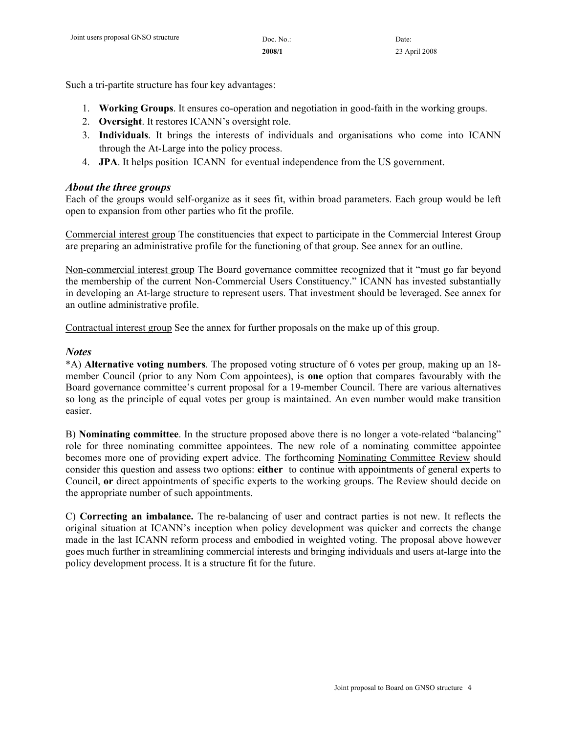Such a tri-partite structure has four key advantages:

1. **Working Groups**. It ensures co-operation and negotiation in good-faith in the working groups.
2. **Oversight**. It restores ICANN's oversight role.
3. **Individuals**. It brings the interests of individuals and organisations who come into ICANN through the At-Large into the policy process.
4. **JPA**. It helps position ICANN for eventual independence from the US government.

### *About the three groups*

Each of the groups would self-organize as it sees fit, within broad parameters. Each group would be left open to expansion from other parties who fit the profile.

<u>Commercial interest group</u> The constituencies that expect to participate in the Commercial Interest Group are preparing an administrative profile for the functioning of that group. See annex for an outline.

<u>Non-commercial interest group</u> The Board governance committee recognized that it "must go far beyond the membership of the current Non-Commercial Users Constituency." ICANN has invested substantially in developing an At-large structure to represent users. That investment should be leveraged. See annex for an outline administrative profile.

<u>Contractual interest group</u> See the annex for further proposals on the make up of this group.

### *Notes*

*A) **Alternative voting numbers**. The proposed voting structure of 6 votes per group, making up an 18-member Council (prior to any Nom Com appointees), is **one** option that compares favourably with the Board governance committee's current proposal for a 19-member Council. There are various alternatives so long as the principle of equal votes per group is maintained. An even number would make transition easier.

B) **Nominating committee**. In the structure proposed above there is no longer a vote-related "balancing" role for three nominating committee appointees. The new role of a nominating committee appointee becomes more one of providing expert advice. The forthcoming <u>Nominating Committee Review</u> should consider this question and assess two options: **either** to continue with appointments of general experts to Council, **or** direct appointments of specific experts to the working groups. The Review should decide on the appropriate number of such appointments.

C) **Correcting an imbalance.** The re-balancing of user and contract parties is not new. It reflects the original situation at ICANN's inception when policy development was quicker and corrects the change made in the last ICANN reform process and embodied in weighted voting. The proposal above however goes much further in streamlining commercial interests and bringing individuals and users at-large into the policy development process. It is a structure fit for the future.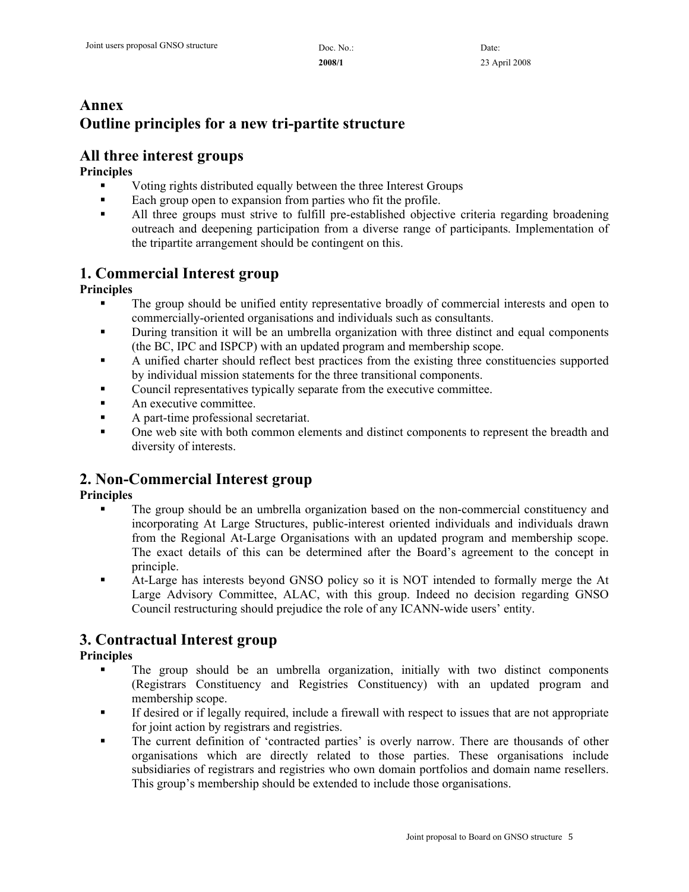# Annex
# Outline principles for a new tri-partite structure

## All three interest groups

**Principles**

- Voting rights distributed equally between the three Interest Groups
- Each group open to expansion from parties who fit the profile.
- All three groups must strive to fulfill pre-established objective criteria regarding broadening outreach and deepening participation from a diverse range of participants. Implementation of the tripartite arrangement should be contingent on this.

## 1. Commercial Interest group

**Principles**

- The group should be unified entity representative broadly of commercial interests and open to commercially-oriented organisations and individuals such as consultants.
- During transition it will be an umbrella organization with three distinct and equal components (the BC, IPC and ISPCP) with an updated program and membership scope.
- A unified charter should reflect best practices from the existing three constituencies supported by individual mission statements for the three transitional components.
- Council representatives typically separate from the executive committee.
- An executive committee.
- A part-time professional secretariat.
- One web site with both common elements and distinct components to represent the breadth and diversity of interests.

## 2. Non-Commercial Interest group

**Principles**

- The group should be an umbrella organization based on the non-commercial constituency and incorporating At Large Structures, public-interest oriented individuals and individuals drawn from the Regional At-Large Organisations with an updated program and membership scope. The exact details of this can be determined after the Board's agreement to the concept in principle.
- At-Large has interests beyond GNSO policy so it is NOT intended to formally merge the At Large Advisory Committee, ALAC, with this group. Indeed no decision regarding GNSO Council restructuring should prejudice the role of any ICANN-wide users' entity.

## 3. Contractual Interest group

**Principles**

- The group should be an umbrella organization, initially with two distinct components (Registrars Constituency and Registries Constituency) with an updated program and membership scope.
- If desired or if legally required, include a firewall with respect to issues that are not appropriate for joint action by registrars and registries.
- The current definition of 'contracted parties' is overly narrow. There are thousands of other organisations which are directly related to those parties. These organisations include subsidiaries of registrars and registries who own domain portfolios and domain name resellers. This group's membership should be extended to include those organisations.